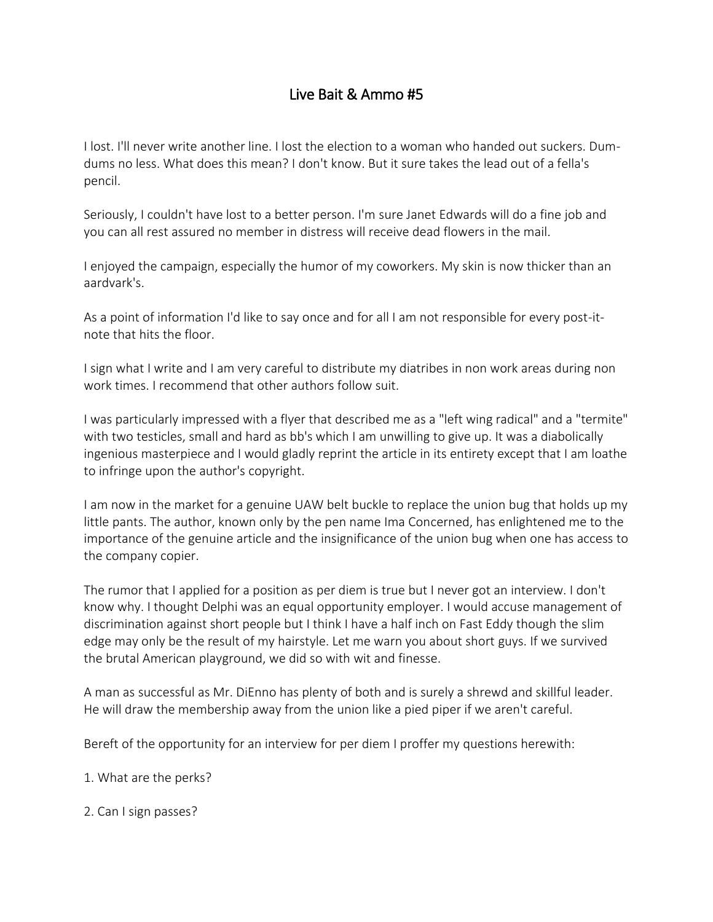# Live Bait & Ammo #5

I lost. I'll never write another line. I lost the election to a woman who handed out suckers. Dum-dums no less. What does this mean? I don't know. But it sure takes the lead out of a fella's pencil.

Seriously, I couldn't have lost to a better person. I'm sure Janet Edwards will do a fine job and you can all rest assured no member in distress will receive dead flowers in the mail.

I enjoyed the campaign, especially the humor of my coworkers. My skin is now thicker than an aardvark's.

As a point of information I'd like to say once and for all I am not responsible for every post-it-note that hits the floor.

I sign what I write and I am very careful to distribute my diatribes in non work areas during non work times. I recommend that other authors follow suit.

I was particularly impressed with a flyer that described me as a "left wing radical" and a "termite" with two testicles, small and hard as bb's which I am unwilling to give up. It was a diabolically ingenious masterpiece and I would gladly reprint the article in its entirety except that I am loathe to infringe upon the author's copyright.

I am now in the market for a genuine UAW belt buckle to replace the union bug that holds up my little pants. The author, known only by the pen name Ima Concerned, has enlightened me to the importance of the genuine article and the insignificance of the union bug when one has access to the company copier.

The rumor that I applied for a position as per diem is true but I never got an interview. I don't know why. I thought Delphi was an equal opportunity employer. I would accuse management of discrimination against short people but I think I have a half inch on Fast Eddy though the slim edge may only be the result of my hairstyle. Let me warn you about short guys. If we survived the brutal American playground, we did so with wit and finesse.

A man as successful as Mr. DiEnno has plenty of both and is surely a shrewd and skillful leader. He will draw the membership away from the union like a pied piper if we aren't careful.

Bereft of the opportunity for an interview for per diem I proffer my questions herewith:

1. What are the perks?

2. Can I sign passes?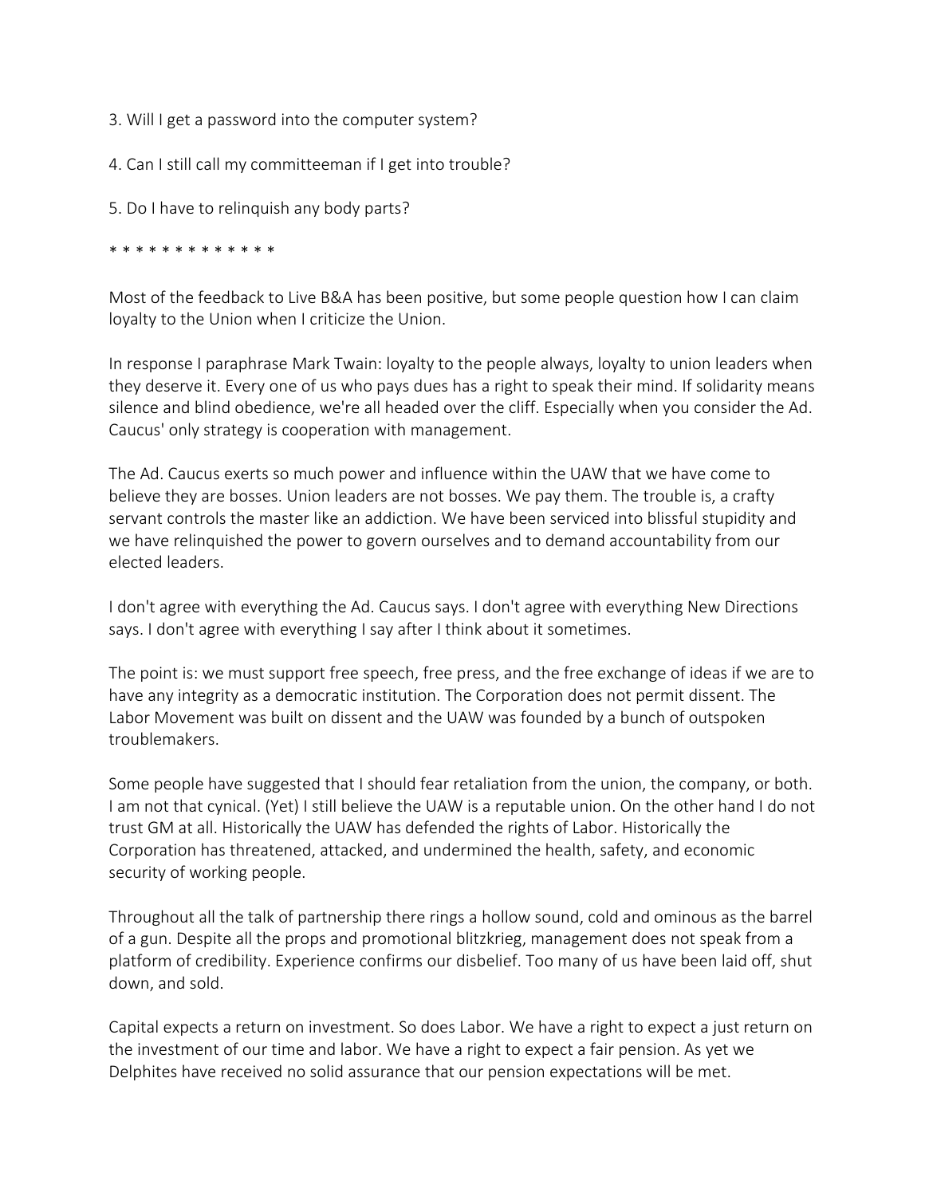3. Will I get a password into the computer system?

4. Can I still call my committeeman if I get into trouble?

5. Do I have to relinquish any body parts?

* * * * * * * * * * * * *

Most of the feedback to Live B&A has been positive, but some people question how I can claim loyalty to the Union when I criticize the Union.

In response I paraphrase Mark Twain: loyalty to the people always, loyalty to union leaders when they deserve it. Every one of us who pays dues has a right to speak their mind. If solidarity means silence and blind obedience, we're all headed over the cliff. Especially when you consider the Ad. Caucus' only strategy is cooperation with management.

The Ad. Caucus exerts so much power and influence within the UAW that we have come to believe they are bosses. Union leaders are not bosses. We pay them. The trouble is, a crafty servant controls the master like an addiction. We have been serviced into blissful stupidity and we have relinquished the power to govern ourselves and to demand accountability from our elected leaders.

I don't agree with everything the Ad. Caucus says. I don't agree with everything New Directions says. I don't agree with everything I say after I think about it sometimes.

The point is: we must support free speech, free press, and the free exchange of ideas if we are to have any integrity as a democratic institution. The Corporation does not permit dissent. The Labor Movement was built on dissent and the UAW was founded by a bunch of outspoken troublemakers.

Some people have suggested that I should fear retaliation from the union, the company, or both. I am not that cynical. (Yet) I still believe the UAW is a reputable union. On the other hand I do not trust GM at all. Historically the UAW has defended the rights of Labor. Historically the Corporation has threatened, attacked, and undermined the health, safety, and economic security of working people.

Throughout all the talk of partnership there rings a hollow sound, cold and ominous as the barrel of a gun. Despite all the props and promotional blitzkrieg, management does not speak from a platform of credibility. Experience confirms our disbelief. Too many of us have been laid off, shut down, and sold.

Capital expects a return on investment. So does Labor. We have a right to expect a just return on the investment of our time and labor. We have a right to expect a fair pension. As yet we Delphites have received no solid assurance that our pension expectations will be met.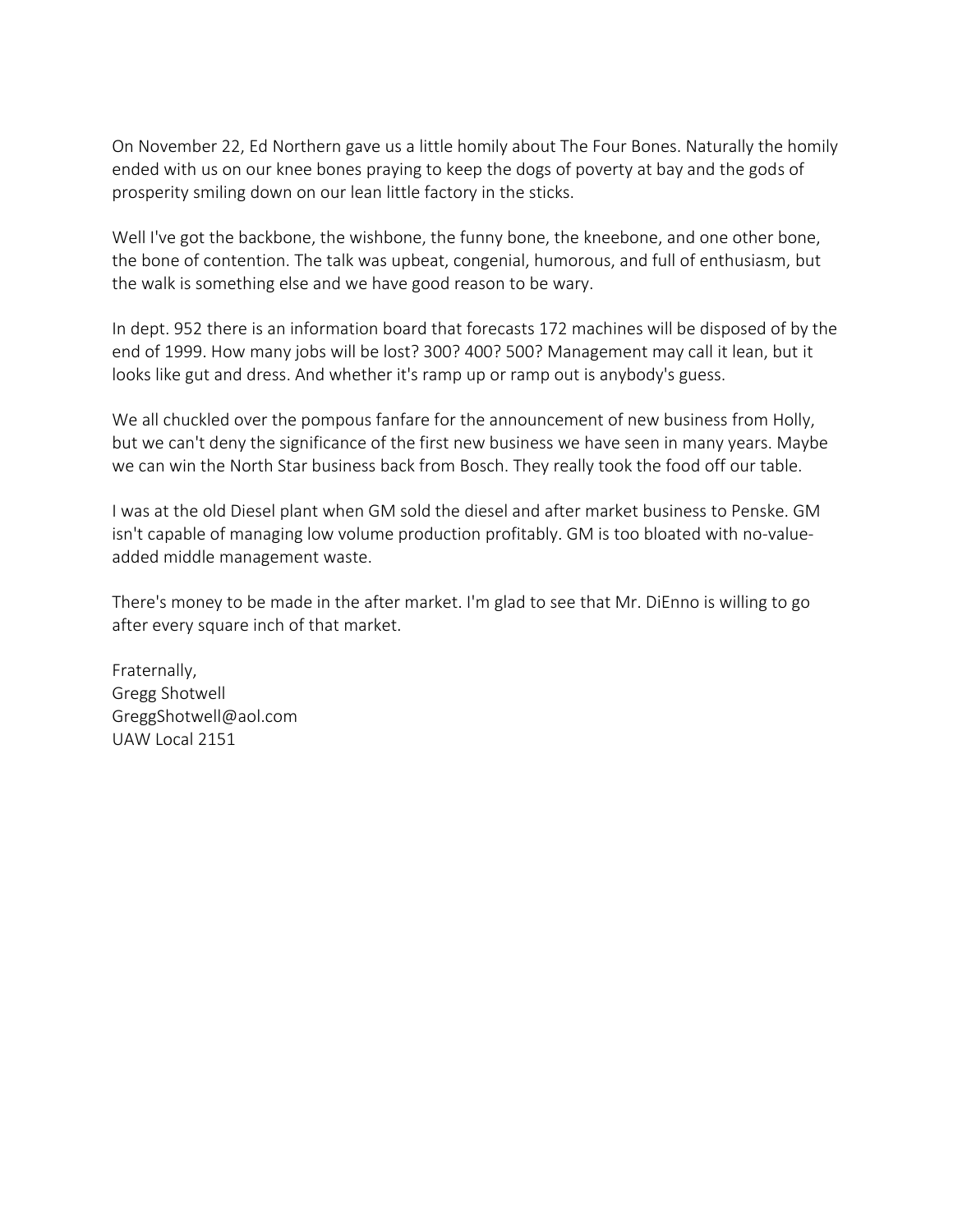On November 22, Ed Northern gave us a little homily about The Four Bones. Naturally the homily ended with us on our knee bones praying to keep the dogs of poverty at bay and the gods of prosperity smiling down on our lean little factory in the sticks.

Well I've got the backbone, the wishbone, the funny bone, the kneebone, and one other bone, the bone of contention. The talk was upbeat, congenial, humorous, and full of enthusiasm, but the walk is something else and we have good reason to be wary.

In dept. 952 there is an information board that forecasts 172 machines will be disposed of by the end of 1999. How many jobs will be lost? 300? 400? 500? Management may call it lean, but it looks like gut and dress. And whether it's ramp up or ramp out is anybody's guess.

We all chuckled over the pompous fanfare for the announcement of new business from Holly, but we can't deny the significance of the first new business we have seen in many years. Maybe we can win the North Star business back from Bosch. They really took the food off our table.

I was at the old Diesel plant when GM sold the diesel and after market business to Penske. GM isn't capable of managing low volume production profitably. GM is too bloated with no-value-added middle management waste.

There's money to be made in the after market. I'm glad to see that Mr. DiEnno is willing to go after every square inch of that market.

Fraternally,  
Gregg Shotwell  
GreggShotwell@aol.com  
UAW Local 2151